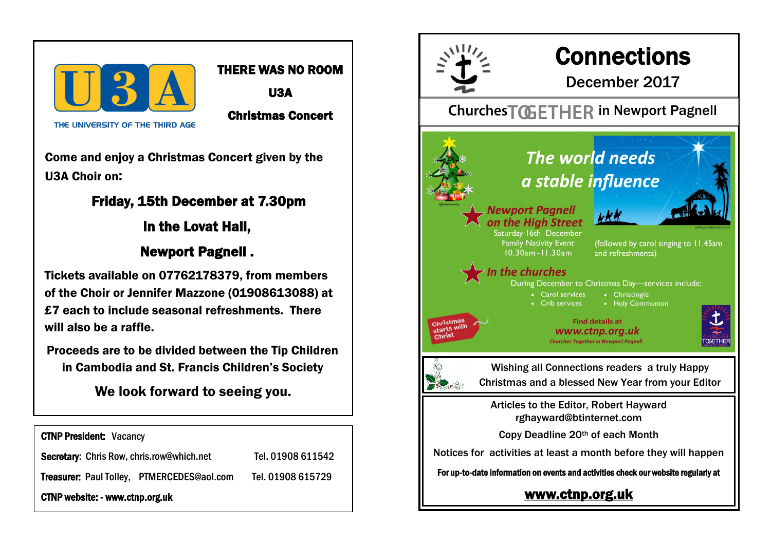U3A

THE UNIVERSITY OF THE THIRD AGE

## THERE WAS NO ROOM

## U3A

## Christmas Concert

**Come and enjoy a Christmas Concert given by the U3A Choir on:**

### Friday, 15th December at 7.30pm

### In the Lovat Hall,

### Newport Pagnell .

**Tickets available on 07762178379, from members of the Choir or Jennifer Mazzone (01908613088) at £7 each to include seasonal refreshments. There will also be a raffle.**

**Proceeds are to be divided between the Tip Children in Cambodia and St. Francis Children's Society**

**We look forward to seeing you.**

**CTNP President:** Vacancy

**Secretary:** Chris Row, chris.row@which.net Tel. 01908 611542

**Treasurer:** Paul Tolley, PTMERCEDES@aol.com Tel. 01908 615729

**CTNP website: - www.ctnp.org.uk**

# Connections

## December 2017

### Churches TOGETHER in Newport Pagnell

*The world needs a stable influence*

*Newport Pagnell on the High Street*

Saturday 16th December
Family Nativity Event
10.30am - 11.30am

(followed by carol singing to 11.45am and refreshments)

*In the churches*

During December to Christmas Day—services include:

- Carol services
- Crib services
- Christingle
- Holy Communion

Christmas starts with Christ

Find details at
*www.ctnp.org.uk*
*Churches Together in Newport Pagnell*

Wishing all Connections readers a truly Happy Christmas and a blessed New Year from your Editor

Articles to the Editor, Robert Hayward
rghayward@btinternet.com

Copy Deadline 20th of each Month

Notices for activities at least a month before they will happen

**For up-to-date information on events and activities check our website regularly at**

**www.ctnp.org.uk**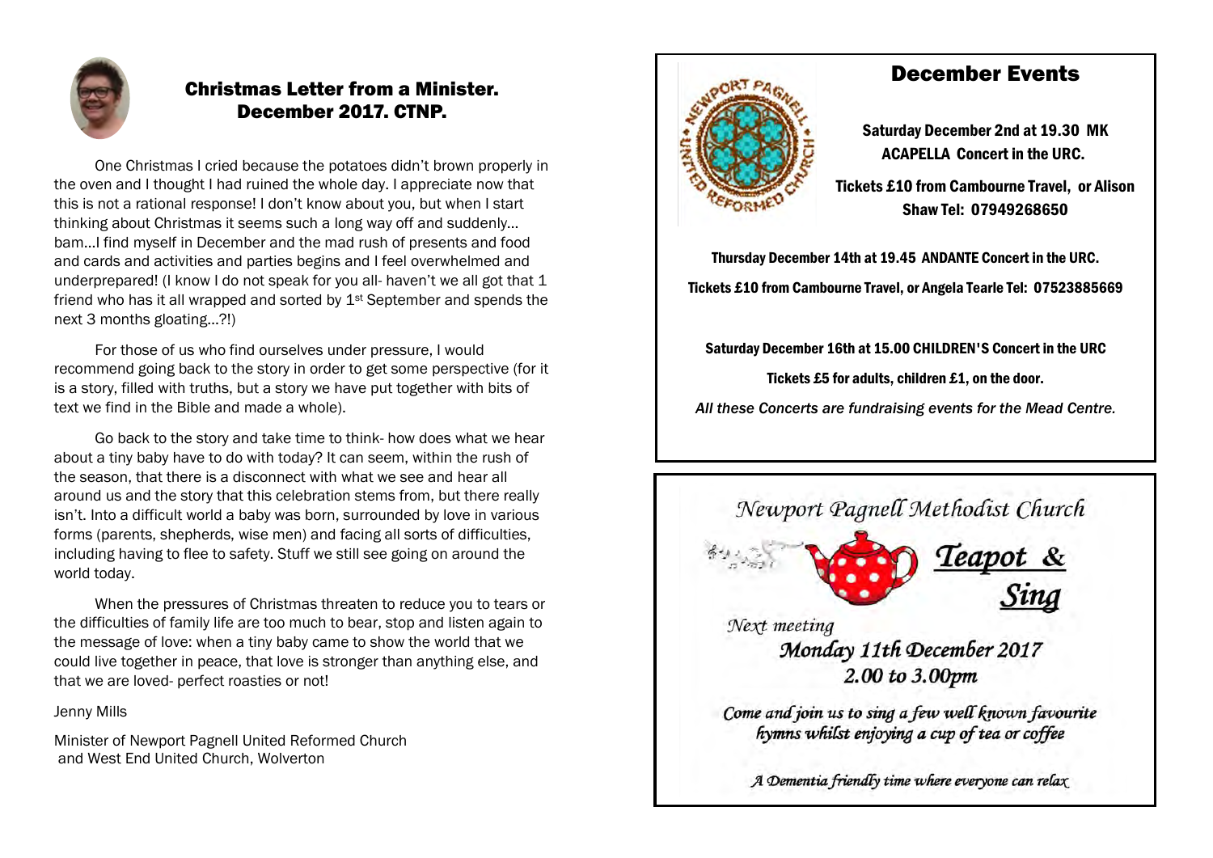## Christmas Letter from a Minister. December 2017. CTNP.

One Christmas I cried because the potatoes didn't brown properly in the oven and I thought I had ruined the whole day. I appreciate now that this is not a rational response! I don't know about you, but when I start thinking about Christmas it seems such a long way off and suddenly… bam…I find myself in December and the mad rush of presents and food and cards and activities and parties begins and I feel overwhelmed and underprepared! (I know I do not speak for you all- haven't we all got that 1 friend who has it all wrapped and sorted by 1st September and spends the next 3 months gloating…?!)

For those of us who find ourselves under pressure, I would recommend going back to the story in order to get some perspective (for it is a story, filled with truths, but a story we have put together with bits of text we find in the Bible and made a whole).

Go back to the story and take time to think- how does what we hear about a tiny baby have to do with today? It can seem, within the rush of the season, that there is a disconnect with what we see and hear all around us and the story that this celebration stems from, but there really isn't. Into a difficult world a baby was born, surrounded by love in various forms (parents, shepherds, wise men) and facing all sorts of difficulties, including having to flee to safety. Stuff we still see going on around the world today.

When the pressures of Christmas threaten to reduce you to tears or the difficulties of family life are too much to bear, stop and listen again to the message of love: when a tiny baby came to show the world that we could live together in peace, that love is stronger than anything else, and that we are loved- perfect roasties or not!

Jenny Mills

Minister of Newport Pagnell United Reformed Church
and West End United Church, Wolverton

## December Events

**Saturday December 2nd at 19.30 MK ACAPELLA Concert in the URC.**

**Tickets £10 from Cambourne Travel, or Alison Shaw Tel: 07949268650**

**Thursday December 14th at 19.45 ANDANTE Concert in the URC.**

**Tickets £10 from Cambourne Travel, or Angela Tearle Tel: 07523885669**

**Saturday December 16th at 15.00 CHILDREN'S Concert in the URC**

**Tickets £5 for adults, children £1, on the door.**

*All these Concerts are fundraising events for the Mead Centre.*

*Newport Pagnell Methodist Church*

## *Teapot & Sing*

*Next meeting*

*Monday 11th December 2017*
*2.00 to 3.00pm*

*Come and join us to sing a few well known favourite hymns whilst enjoying a cup of tea or coffee*

*A Dementia friendly time where everyone can relax*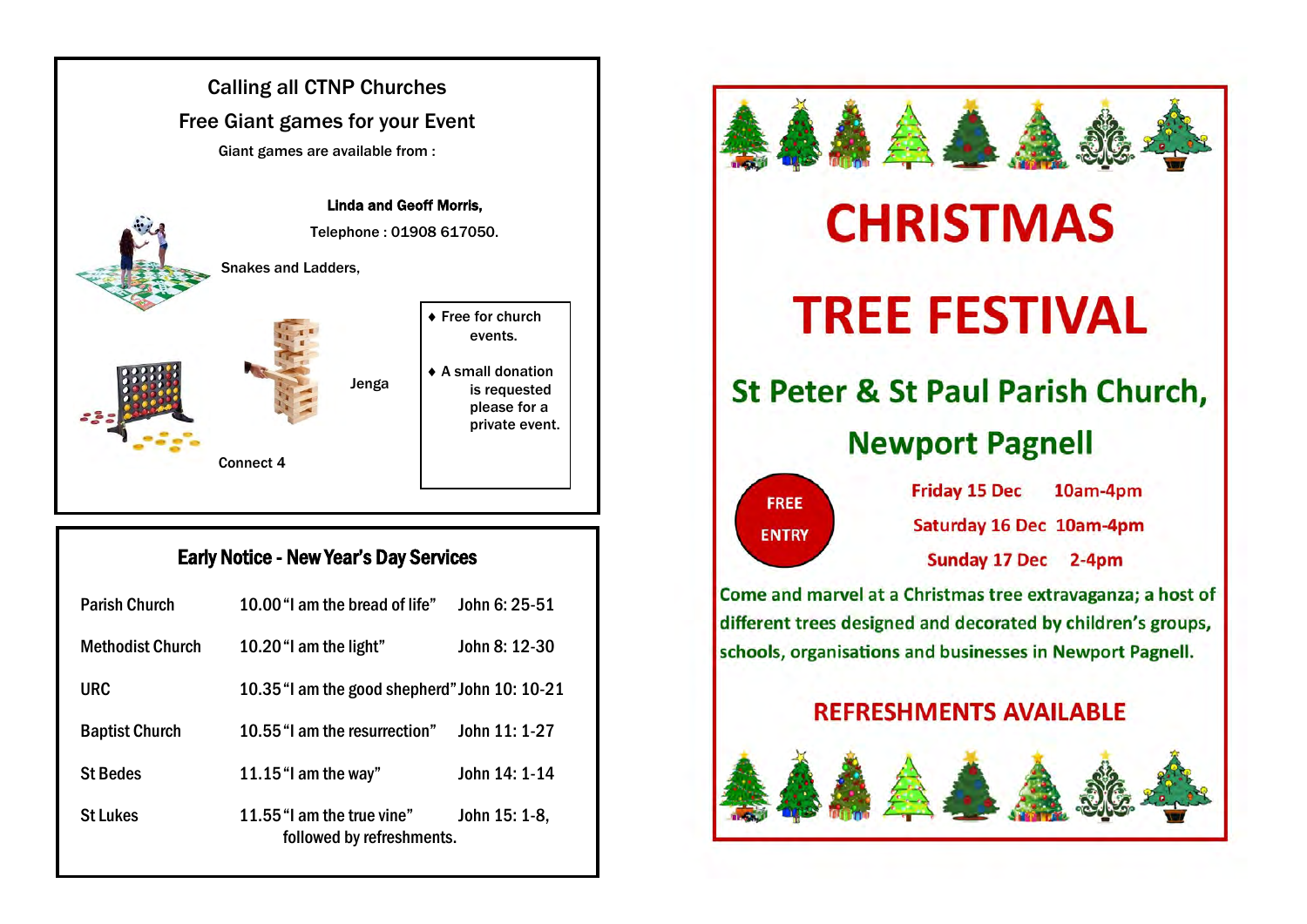## Calling all CTNP Churches

## Free Giant games for your Event

Giant games are available from :

**Linda and Geoff Morris,**

Telephone : 01908 617050.

Snakes and Ladders,

Jenga

Connect 4

- Free for church events.
- A small donation is requested please for a private event.

## Early Notice - New Year's Day Services

| | | |
|---|---|---|
| Parish Church | 10.00 "I am the bread of life" | John 6: 25-51 |
| Methodist Church | 10.20 "I am the light" | John 8: 12-30 |
| URC | 10.35 "I am the good shepherd" | John 10: 10-21 |
| Baptist Church | 10.55 "I am the resurrection" | John 11: 1-27 |
| St Bedes | 11.15 "I am the way" | John 14: 1-14 |
| St Lukes | 11.55 "I am the true vine" followed by refreshments. | John 15: 1-8, |

# CHRISTMAS

# TREE FESTIVAL

## St Peter & St Paul Parish Church, Newport Pagnell

**FREE ENTRY**

**Friday 15 Dec** 10am-4pm

**Saturday 16 Dec** 10am-4pm

**Sunday 17 Dec** 2-4pm

Come and marvel at a Christmas tree extravaganza; a host of different trees designed and decorated by children's groups, schools, organisations and businesses in Newport Pagnell.

**REFRESHMENTS AVAILABLE**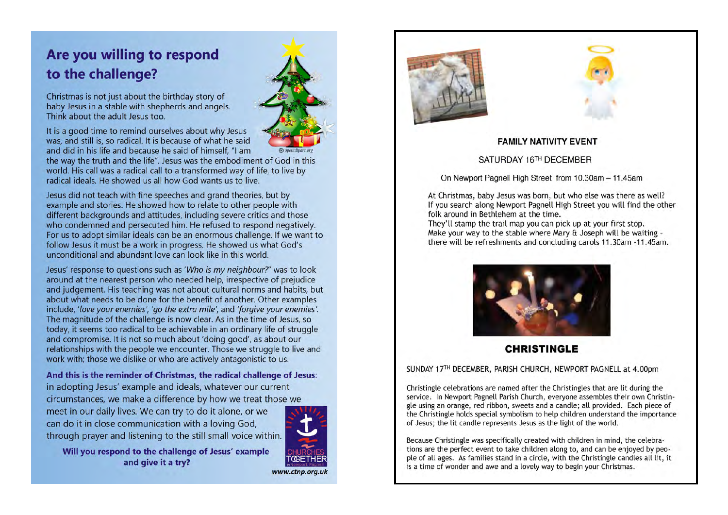## Are you willing to respond to the challenge?

Christmas is not just about the birthday story of baby Jesus in a stable with shepherds and angels. Think about the adult Jesus too.

It is a good time to remind ourselves about why Jesus was, and still is, so radical. It is because of what he said and did in his life and because he said of himself, "I am the way the truth and the life". Jesus was the embodiment of God in this world. His call was a radical call to a transformed way of life, to live by radical ideals. He showed us all how God wants us to live.

© openclipart.org

Jesus did not teach with fine speeches and grand theories, but by example and stories. He showed how to relate to other people with different backgrounds and attitudes, including severe critics and those who condemned and persecuted him. He refused to respond negatively. For us to adopt similar ideals can be an enormous challenge. If we want to follow Jesus it must be a work in progress. He showed us what God's unconditional and abundant love can look like in this world.

Jesus' response to questions such as '*Who is my neighbour?*' was to look around at the nearest person who needed help, irrespective of prejudice and judgement. His teaching was not about cultural norms and habits, but about what needs to be done for the benefit of another. Other examples include, '*love your enemies*', '*go the extra mile*', and '*forgive your enemies*'. The magnitude of the challenge is now clear. As in the time of Jesus, so today, it seems too radical to be achievable in an ordinary life of struggle and compromise. It is not so much about 'doing good', as about our relationships with the people we encounter. Those we struggle to live and work with; those we dislike or who are actively antagonistic to us.

**And this is the reminder of Christmas, the radical challenge of Jesus:** in adopting Jesus' example and ideals, whatever our current circumstances, we make a difference by how we treat those we meet in our daily lives. We can try to do it alone, or we can do it in close communication with a loving God, through prayer and listening to the still small voice within.

**Will you respond to the challenge of Jesus' example and give it a try?**

CHURCHES TOGETHER in Newport Pagnell

www.ctnp.org.uk

---

**FAMILY NATIVITY EVENT**

SATURDAY 16TH DECEMBER

On Newport Pagnell High Street from 10.30am – 11.45am

At Christmas, baby Jesus was born, but who else was there as well? If you search along Newport Pagnell High Street you will find the other folk around in Bethlehem at the time.
They'll stamp the trail map you can pick up at your first stop.
Make your way to the stable where Mary & Joseph will be waiting - there will be refreshments and concluding carols 11.30am -11.45am.

## CHRISTINGLE

SUNDAY 17TH DECEMBER, PARISH CHURCH, NEWPORT PAGNELL at 4.00pm

Christingle celebrations are named after the Christingles that are lit during the service. In Newport Pagnell Parish Church, everyone assembles their own Christingle using an orange, red ribbon, sweets and a candle; all provided. Each piece of the Christingle holds special symbolism to help children understand the importance of Jesus; the lit candle represents Jesus as the light of the world.

Because Christingle was specifically created with children in mind, the celebrations are the perfect event to take children along to, and can be enjoyed by people of all ages. As families stand in a circle, with the Christingle candles all lit, it is a time of wonder and awe and a lovely way to begin your Christmas.